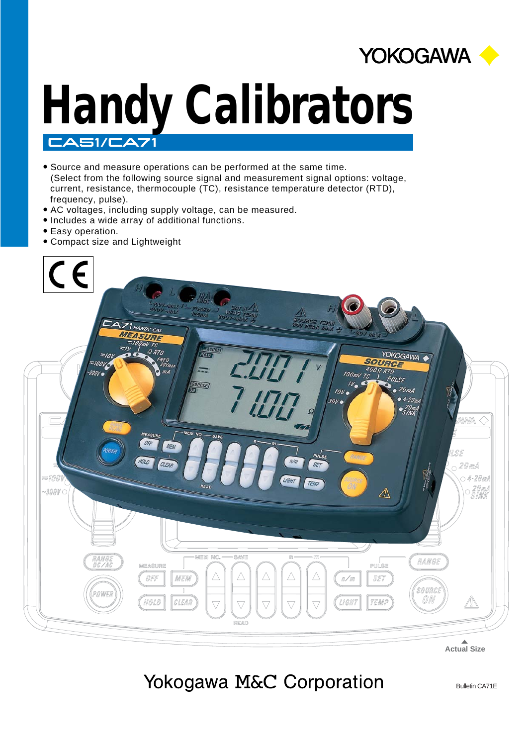YOKOGAWA

# Handy Calibrators

## CA51/CA71

- Source and measure operations can be performed at the same time. (Select from the following source signal and measurement signal options: voltage, current, resistance, thermocouple (TC), resistance temperature detector (RTD), frequency, pulse).
- AC voltages, including supply voltage, can be measured.
- Includes a wide array of additional functions.
- Easy operation.
- Compact size and Lightweight

Actual Size

Yokogawa M&C Corporation

Bulletin CA71E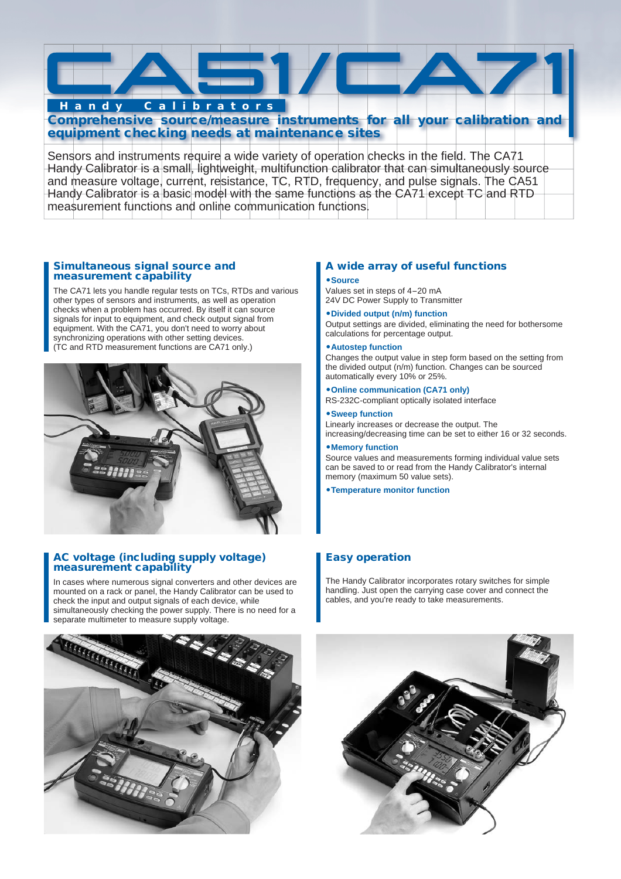# CA51/CA71

**Handy Calibrators**

## Comprehensive source/measure instruments for all your calibration and equipment checking needs at maintenance sites

Sensors and instruments require a wide variety of operation checks in the field. The CA71 Handy Calibrator is a small, lightweight, multifunction calibrator that can simultaneously source and measure voltage, current, resistance, TC, RTD, frequency, and pulse signals. The CA51 Handy Calibrator is a basic model with the same functions as the CA71 except TC and RTD measurement functions and online communication functions.

### Simultaneous signal source and measurement capability

The CA71 lets you handle regular tests on TCs, RTDs and various other types of sensors and instruments, as well as operation checks when a problem has occurred. By itself it can source signals for input to equipment, and check output signal from equipment. With the CA71, you don't need to worry about synchronizing operations with other setting devices.
(TC and RTD measurement functions are CA71 only.)

### A wide array of useful functions

**•Source**

Values set in steps of 4–20 mA
24V DC Power Supply to Transmitter

**•Divided output (n/m) function**

Output settings are divided, eliminating the need for bothersome calculations for percentage output.

**•Autostep function**

Changes the output value in step form based on the setting from the divided output (n/m) function. Changes can be sourced automatically every 10% or 25%.

**•Online communication (CA71 only)**

RS-232C-compliant optically isolated interface

**•Sweep function**

Linearly increases or decrease the output. The increasing/decreasing time can be set to either 16 or 32 seconds.

**•Memory function**

Source values and measurements forming individual value sets can be saved to or read from the Handy Calibrator's internal memory (maximum 50 value sets).

**•Temperature monitor function**

### AC voltage (including supply voltage) measurement capability

In cases where numerous signal converters and other devices are mounted on a rack or panel, the Handy Calibrator can be used to check the input and output signals of each device, while simultaneously checking the power supply. There is no need for a separate multimeter to measure supply voltage.

### Easy operation

The Handy Calibrator incorporates rotary switches for simple handling. Just open the carrying case cover and connect the cables, and you're ready to take measurements.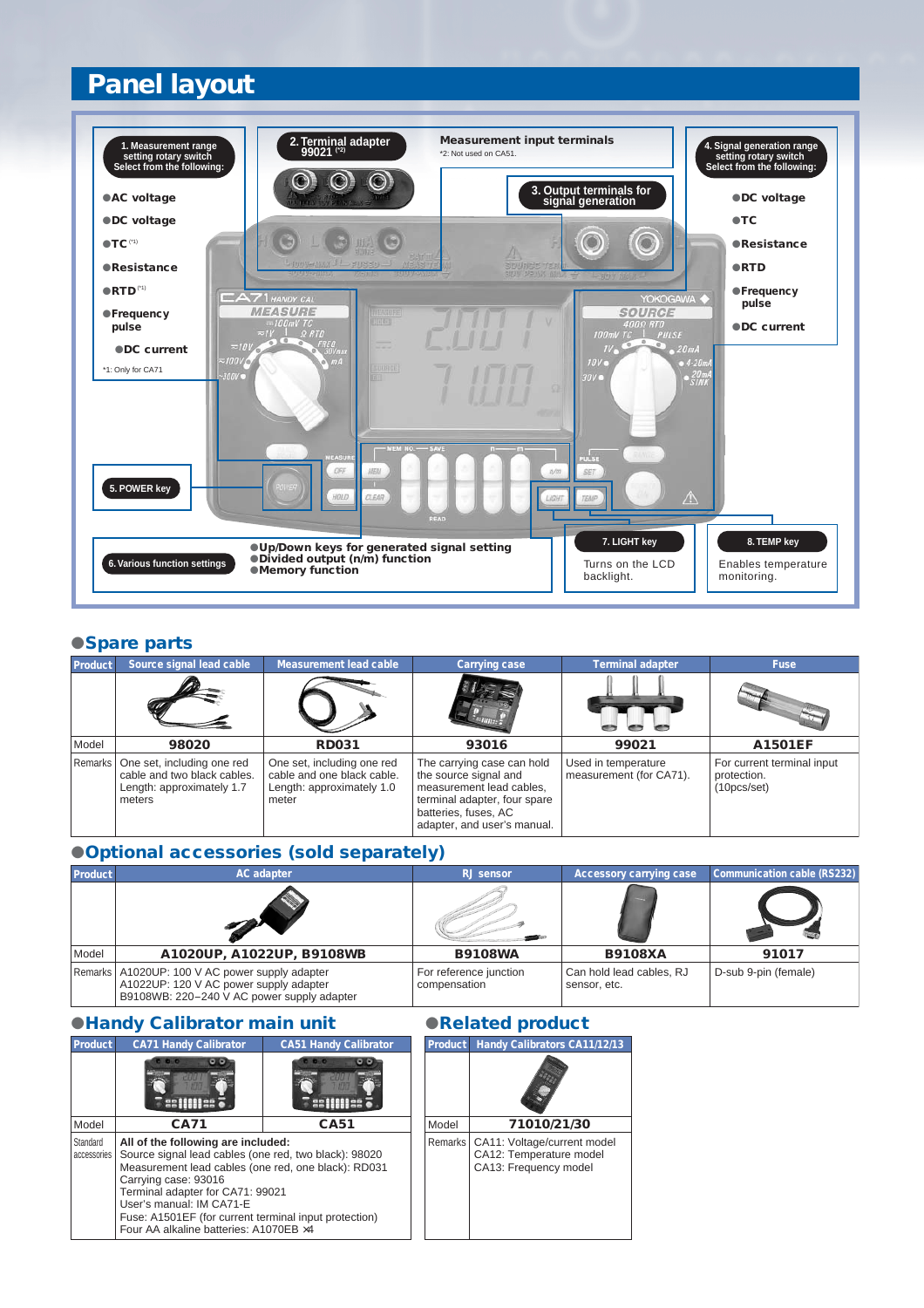# Panel layout

**1. Measurement range setting rotary switch**
Select from the following:

- AC voltage
- DC voltage
- TC (*1)
- Resistance
- RTD (*1)
- Frequency pulse
- DC current

*1: Only for CA71

**2. Terminal adapter 99021 (*2)**

**Measurement input terminals**
*2: Not used on CA51.

**3. Output terminals for signal generation**

**4. Signal generation range setting rotary switch**
Select from the following:

- DC voltage
- TC
- Resistance
- RTD
- Frequency pulse
- DC current

**5. POWER key**

**6. Various function settings**

- Up/Down keys for generated signal setting
- Divided output (n/m) function
- Memory function

**7. LIGHT key**
Turns on the LCD backlight.

**8. TEMP key**
Enables temperature monitoring.

## ●Spare parts

| Product | Source signal lead cable | Measurement lead cable | Carrying case | Terminal adapter | Fuse |
|---|---|---|---|---|---|
| Model | 98020 | RD031 | 93016 | 99021 | A1501EF |
| Remarks | One set, including one red cable and two black cables. Length: approximately 1.7 meters | One set, including one red cable and one black cable. Length: approximately 1.0 meter | The carrying case can hold the source signal and measurement lead cables, terminal adapter, four spare batteries, fuses, AC adapter, and user's manual. | Used in temperature measurement (for CA71). | For current terminal input protection. (10pcs/set) |

## ●Optional accessories (sold separately)

| Product | AC adapter | RJ sensor | Accessory carrying case | Communication cable (RS232) |
|---|---|---|---|---|
| Model | A1020UP, A1022UP, B9108WB | B9108WA | B9108XA | 91017 |
| Remarks | A1020UP: 100 V AC power supply adapter<br>A1022UP: 120 V AC power supply adapter<br>B9108WB: 220–240 V AC power supply adapter | For reference junction compensation | Can hold lead cables, RJ sensor, etc. | D-sub 9-pin (female) |

## ●Handy Calibrator main unit

| Product | CA71 Handy Calibrator | CA51 Handy Calibrator |
|---|---|---|
| Model | CA71 | CA51 |
| Standard accessories | All of the following are included:<br>Source signal lead cables (one red, two black): 98020<br>Measurement lead cables (one red, one black): RD031<br>Carrying case: 93016<br>Terminal adapter for CA71: 99021<br>User's manual: IM CA71-E<br>Fuse: A1501EF (for current terminal input protection)<br>Four AA alkaline batteries: A1070EB ×4 | |

## ●Related product

| Product | Handy Calibrators CA11/12/13 |
|---|---|
| Model | 71010/21/30 |
| Remarks | CA11: Voltage/current model<br>CA12: Temperature model<br>CA13: Frequency model |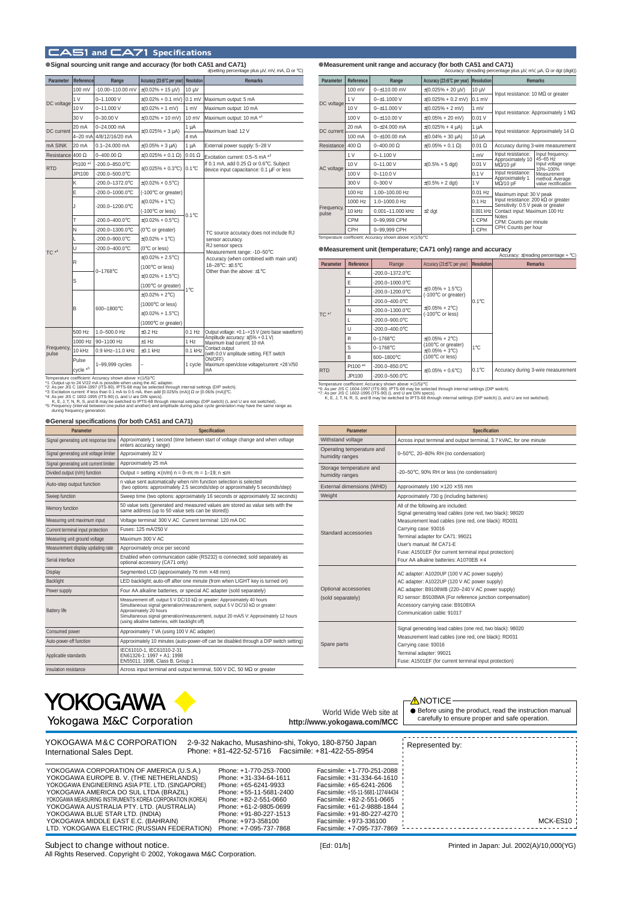## CA51 and CA71 Specifications

### ●Signal sourcing unit range and accuracy (for both CA51 and CA71)

±(setting percentage plus µV, mV, mA, Ω or °C)

| Parameter | Reference | Range | Accuracy (23±5°C per year) | Resolution | Remarks |
|---|---|---|---|---|---|
| DC voltage | 100 mV | -10.00–110.00 mV | ±(0.02% + 15 µV) | 10 µV | |
| | 1 V | 0–1.1000 V | ±(0.02% + 0.1 mV) | 0.1 mV | Maximum output: 5 mA |
| | 10 V | 0–11.000 V | ±(0.02% + 1 mV) | 1 mV | Maximum output: 10 mA |
| | 30 V | 0–30.00 V | ±(0.02% + 10 mV) | 10 mV | Maximum output: 10 mA *1 |
| DC current | 20 mA | 0–24.000 mA | ±(0.025% + 3 µA) | 1 µA | Maximum load: 12 V |
| | 4–20 mA | 4/8/12/16/20 mA | | 4 mA | |
| mA SINK | 20 mA | 0.1–24.000 mA | ±(0.05% + 3 µA) | 1 µA | External power supply: 5–28 V |
| Resistance | 400 Ω | 0–400.00 Ω | ±(0.025% + 0.1 Ω) | 0.01 Ω | Excitation current: 0.5–5 mA *3 |
| RTD | Pt100 *2 | -200.0–850.0°C | ±(0.025% + 0.3°C) | 0.1°C | If 0.1 mA, add 0.25 Ω or 0.6°C. Subject device input capacitance: 0.1 µF or less |
| | JPt100 | -200.0–500.0°C | | | |
| TC *4 | K | -200.0–1372.0°C | ±(0.02% + 0.5°C) | 0.1°C | TC source accuracy does not include RJ sensor accuracy. RJ sensor specs Measurement range: -10–50°C Accuracy (when combined with main unit) 18–28°C: ±0.5°C Other than the above: ±1°C |
| | E | -200.0–1000.0°C | (-100°C or greater) | | |
| | J | -200.0–1200.0°C | ±(0.02% + 1°C) (-100°C or less) | | |
| | T | -200.0–400.0°C | ±(0.02% + 0.5°C) | | |
| | N | -200.0–1300.0°C | (0°C or greater) | | |
| | L | -200.0–900.0°C | ±(0.02% + 1°C) | | |
| | U | -200.0–400.0°C | (0°C or less) | | |
| | R | 0–1768°C | ±(0.02% + 2.5°C) (100°C or less) | 1°C | |
| | S | | ±(0.02% + 1.5°C) (100°C or greater) | | |
| | B | 600–1800°C | ±(0.02% + 2°C) (1000°C or less) ±(0.02% + 1.5°C) (1000°C or greater) | | |
| Frequency, pulse | 500 Hz | 1.0–500.0 Hz | ±0.2 Hz | 0.1 Hz | Output voltage: +0.1–+15 V (zero base waveform) Amplitude accuracy: ±(5% + 0.1 V) Maximum load current: 10 mA Contact output (with 0.0 V amplitude setting, FET switch ON/OFF) Maximum open/close voltage/current: +28 V/50 mA |
| | 1000 Hz | 90–1100 Hz | ±1 Hz | 1 Hz | |
| | 10 kHz | 0.9 kHz–11.0 kHz | ±0.1 kHz | 0.1 kHz | |
| | Pulse cycle *5 | 1–99,999 cycles | – | 1 cycle | |

Temperature coefficient: Accuracy shown above ×(1/5)/°C
*1: Output up to 24 V/22 mA is possible when using the AC adapter.
*2: As per JIS C 1604-1997 (ITS-90). IPTS-68 may be selected through internal settings (DIP switch).
*3: Excitation current: If less than 0.1 mA to 0.5 mA, then add [0.025% (mA)] Ω or [0.06/Is (mA)]°C.
*4: As per JIS C 1602-1995 (ITS-90) (L and U are DIN specs).
K, E, J, T, N, R, S, and B may be switched to IPTS-68 through internal settings (DIP switch) (L and U are not switched).
*5: Frequency (interval between one pulse and another) and amplitude during pulse cycle generation may have the same range as during frequency generation.

### ●Measurement unit range and accuracy (for both CA51 and CA71)

Accuracy: ±(reading percentage plus µV, mV, µA, Ω or dgt (digit))

| Parameter | Reference | Range | Accuracy (23±5°C per year) | Resolution | Remarks | |
|---|---|---|---|---|---|---|
| DC voltage | 100 mV | 0–±110.00 mV | ±(0.025% + 20 µV) | 10 µV | Input resistance: 10 MΩ or greater | |
| | 1 V | 0–±1.1000 V | ±(0.025% + 0.2 mV) | 0.1 mV | | |
| | 10 V | 0–±11.000 V | ±(0.025% + 2 mV) | 1 mV | Input resistance: Approximately 1 MΩ | |
| | 100 V | 0–±110.00 V | ±(0.05% + 20 mV) | 0.01 V | | |
| DC current | 20 mA | 0–±24.000 mA | ±(0.025% + 4 µA) | 1 µA | Input resistance: Approximately 14 Ω | |
| | 100 mA | 0–±100.00 mA | ±(0.04% + 30 µA) | 10 µA | | |
| Resistance | 400 Ω | 0–400.00 Ω | ±(0.05% + 0.1 Ω) | 0.01 Ω | Accuracy during 3-wire measurement | |
| AC voltage | 1 V | 0–1.100 V | ±(0.5% + 5 dgt) | 1 mV | Input resistance: Approximately 10 MΩ/10 pF | Input frequency: 45–65 Hz Input voltage range: 10%–100% Measurement method: Average value rectification |
| | 10 V | 0–11.00 V | | 0.01 V | | |
| | 100 V | 0–110.0 V | | 0.1 V | Input resistance: Approximately 1 MΩ/10 pF | |
| | 300 V | 0–300 V | ±(0.5% + 2 dgt) | 1 V | | |
| Frequency, pulse | 100 Hz | 1.00–100.00 Hz | ±2 dgt | 0.01 Hz | Maximum input: 30 V peak Input resistance: 200 kΩ or greater Sensitivity: 0.5 V peak or greater Contact input: Maximum 100 Hz Notes CPM: Counts per minute CPH: Counts per hour | |
| | 1000 Hz | 1.0–1000.0 Hz | | 0.1 Hz | | |
| | 10 kHz | 0.001–11.000 kHz | | 0.001 kHz | | |
| | CPM | 0–99,999 CPM | | 1 CPM | | |
| | CPH | 0–99,999 CPH | | 1 CPH | | |

Temperature coefficient: Accuracy shown above ×(1/5)/°C

### ●Measurement unit (temperature; CA71 only) range and accuracy

Accuracy: ±(reading percentage + °C)

| Parameter | Reference | Range | Accuracy (23±5°C per year) | Resolution | Remarks |
|---|---|---|---|---|---|
| TC *7 | K | -200.0–1372.0°C | ±(0.05% + 1.5°C) (-100°C or greater) | 0.1°C | |
| | E | -200.0–1000.0°C | | | |
| | J | -200.0–1200.0°C | | | |
| | T | -200.0–400.0°C | | | |
| | N | -200.0–1300.0°C | ±(0.05% + 2°C) (-100°C or less) | | |
| | L | -200.0–900.0°C | | | |
| | U | -200.0–400.0°C | | | |
| | R | 0–1768°C | ±(0.05% + 2°C) (100°C or greater) | 1°C | |
| | S | 0–1768°C | ±(0.05% + 3°C) (100°C or less) | | |
| | B | 600–1800°C | | | |
| RTD | Pt100 *6 | -200.0–850.0°C | ±(0.05% + 0.6°C) | 0.1°C | Accuracy during 3-wire measurement |
| | JPt100 | -200.0–500.0°C | | | |

Temperature coefficient: Accuracy shown above ×(1/5)/°C
*6: As per JIS C 1604-1997 (ITS-90). IPTS-68 may be selected through internal settings (DIP switch).
*7: As per JIS C 1602-1995 (ITS-90) (L and U are DIN specs).
K, E, J, T, N, R, S, and B may be switched to IPTS-68 through internal settings (DIP switch) (L and U are not switched).

### ●General specifications (for both CA51 and CA71)

| Parameter | Specification |
|---|---|
| Signal generating unit response time | Approximately 1 second (time between start of voltage change and when voltage enters accuracy range) |
| Signal generating unit voltage limiter | Approximately 32 V |
| Signal generating unit current limiter | Approximately 25 mA |
| Divided output (n/m) function | Output = setting ×(n/m) n = 0–m; m = 1–19; n ≤ m |
| Auto-step output function | n value sent automatically when n/m function selection is selected (two options: approximately 2.5 seconds/step or approximately 5 seconds/step) |
| Sweep function | Sweep time (two options: approximately 16 seconds or approximately 32 seconds) |
| Memory function | 50 value sets (generated and measured values are stored as value sets with the same address (up to 50 value sets can be stored)) |
| Measuring unit maximum input | Voltage terminal: 300 V AC Current terminal: 120 mA DC |
| Current terminal input protection | Fuses: 125 mA/250 V |
| Measuring unit ground voltage | Maximum 300 V AC |
| Measurement display updating rate | Approximately once per second |
| Serial interface | Enabled when communication cable (RS232) is connected; sold separately as optional accessory (CA71 only) |
| Display | Segmented LCD (approximately 76 mm ×48 mm) |
| Backlight | LED backlight; auto-off after one minute (from when LIGHT key is turned on) |
| Power supply | Four AA alkaline batteries, or special AC adapter (sold separately) |
| Battery life | Measurement off, output 5 V DC/10 kΩ or greater: Approximately 40 hours Simultaneous signal generation/measurement, output 5 V DC/10 kΩ or greater: Approximately 20 hours Simultaneous signal generation/measurement, output 20 mA/5 V: Approximately 12 hours (using alkaline batteries, with backlight off) |
| Consumed power | Approximately 7 VA (using 100 V AC adapter) |
| Auto-power-off function | Approximately 10 minutes (auto-power-off can be disabled through a DIP switch setting) |
| Applicable standards | IEC61010-1, IEC61010-2-31 EN61326-1: 1997 + A1: 1998 EN55011: 1998, Class B, Group 1 |
| Insulation resistance | Across input terminal and output terminal, 500 V DC, 50 MΩ or greater |
| Withstand voltage | Across input terminal and output terminal, 3.7 kVAC, for one minute |
| Operating temperature and humidity ranges | 0–50°C, 20–80% RH (no condensation) |
| Storage temperature and humidity ranges | -20–50°C, 90% RH or less (no condensation) |
| External dimensions (WHD) | Approximately 190 ×120 ×55 mm |
| Weight | Approximately 730 g (including batteries) |
| Standard accessories | All of the following are included: Signal generating lead cables (one red, two black): 98020 Measurement lead cables (one red, one black): RD031 Carrying case: 93016 Terminal adapter for CA71: 99021 User's manual: IM CA71-E Fuse: A1501EF (for current terminal input protection) Four AA alkaline batteries: A1070EB ×4 |
| Optional accessories (sold separately) | AC adapter: A1020UP (100 V AC power supply) AC adapter: A1022UP (120 V AC power supply) AC adapter: B9108WB (220–240 V AC power supply) RJ sensor: B9108WA (For reference junction compensation) Accessory carrying case: B9108XA Communication cable: 91017 |
| Spare parts | Signal generating lead cables (one red, two black): 98020 Measurement lead cables (one red, one black): RD031 Carrying case: 93016 Terminal adapter: 99021 Fuse: A1501EF (for current terminal input protection) |

YOKOGAWA
Yokogawa M&C Corporation

World Wide Web site at
**http://www.yokogawa.com/MCC**

⚠NOTICE
- Before using the product, read the instruction manual carefully to ensure proper and safe operation.

YOKOGAWA M&C CORPORATION
International Sales Dept.
2-9-32 Nakacho, Musashino-shi, Tokyo, 180-8750 Japan
Phone: +81-422-52-5716 Facsimile: +81-422-55-8954

| | | |
|---|---|---|
| YOKOGAWA CORPORATION OF AMERICA (U.S.A.) | Phone: +1-770-253-7000 | Facsimile: +1-770-251-2088 |
| YOKOGAWA EUROPE B. V. (THE NETHERLANDS) | Phone: +31-334-64-1611 | Facsimile: +31-334-64-1610 |
| YOKOGAWA ENGINEERING ASIA PTE. LTD. (SINGAPORE) | Phone: +65-6241-9933 | Facsimile: +65-6241-2606 |
| YOKOGAWA AMERICA DO SUL LTDA (BRAZIL) | Phone: +55-11-5681-2400 | Facsimile: +55-11-5681-1274/4434 |
| YOKOGAWA MEASURING INSTRUMENTS KOREA CORPORATION (KOREA) | Phone: +82-2-551-0660 | Facsimile: +82-2-551-0665 |
| YOKOGAWA AUSTRALIA PTY. LTD. (AUSTRALIA) | Phone: +61-2-9805-0699 | Facsimile: +61-2-9888-1844 |
| YOKOGAWA BLUE STAR LTD. (INDIA) | Phone: +91-80-227-1513 | Facsimile: +91-80-227-4270 |
| YOKOGAWA MIDDLE EAST E.C. (BAHRAIN) | Phone: +973-358100 | Facsimile: +973-336100 |
| LTD. YOKOGAWA ELECTRIC (RUSSIAN FEDERATION) | Phone: +7-095-737-7868 | Facsimile: +7-095-737-7869 |

Represented by:

MCK-ES10

Subject to change without notice.
All Rights Reserved. Copyright © 2002, Yokogawa M&C Corporation.

[Ed: 01/b]

Printed in Japan: Jul. 2002(A)/10,000(YG)